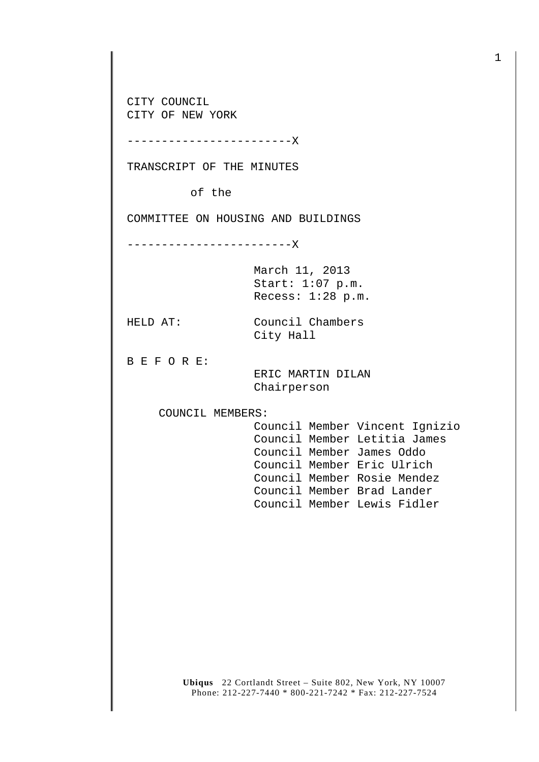CITY COUNCIL
CITY OF NEW YORK

------------------------X

TRANSCRIPT OF THE MINUTES

of the

COMMITTEE ON HOUSING AND BUILDINGS

------------------------X

March 11, 2013
Start: 1:07 p.m.
Recess: 1:28 p.m.

HELD AT: Council Chambers
City Hall

B E F O R E:

ERIC MARTIN DILAN
Chairperson

COUNCIL MEMBERS:

Council Member Vincent Ignizio
Council Member Letitia James
Council Member James Oddo
Council Member Eric Ulrich
Council Member Rosie Mendez
Council Member Brad Lander
Council Member Lewis Fidler

**Ubiqus** 22 Cortlandt Street – Suite 802, New York, NY 10007
Phone: 212-227-7440 * 800-221-7242 * Fax: 212-227-7524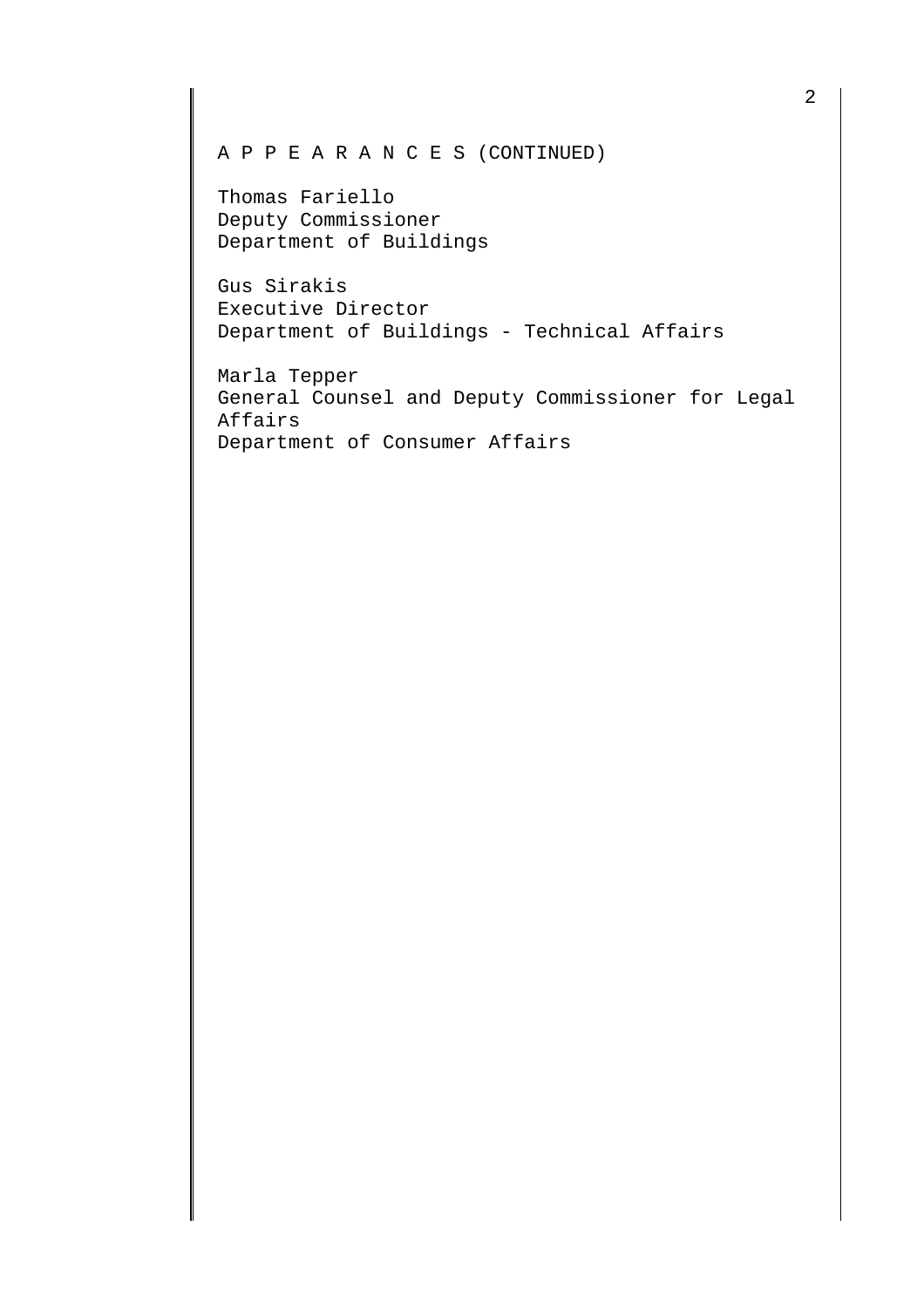A P P E A R A N C E S (CONTINUED)

Thomas Fariello
Deputy Commissioner
Department of Buildings

Gus Sirakis
Executive Director
Department of Buildings - Technical Affairs

Marla Tepper
General Counsel and Deputy Commissioner for Legal Affairs
Department of Consumer Affairs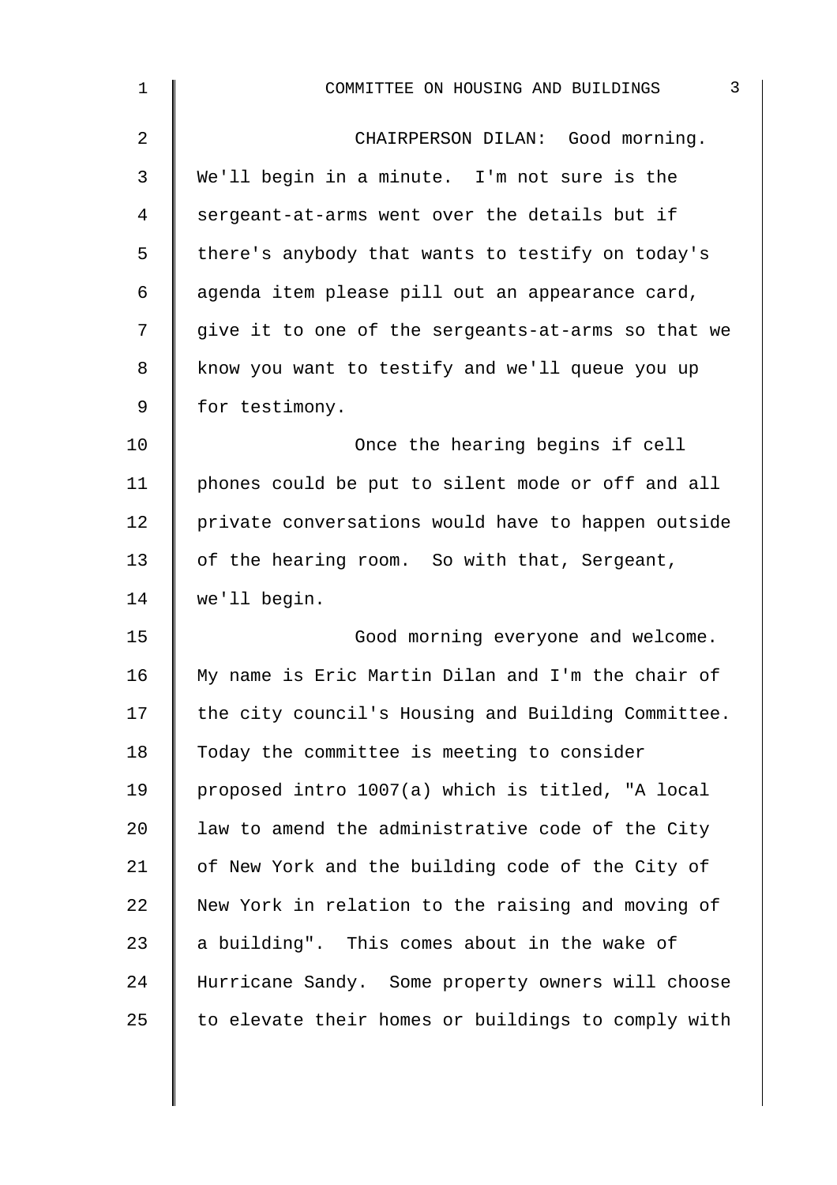CHAIRPERSON DILAN: Good morning. We'll begin in a minute. I'm not sure is the sergeant-at-arms went over the details but if there's anybody that wants to testify on today's agenda item please pill out an appearance card, give it to one of the sergeants-at-arms so that we know you want to testify and we'll queue you up for testimony.

Once the hearing begins if cell phones could be put to silent mode or off and all private conversations would have to happen outside of the hearing room. So with that, Sergeant, we'll begin.

Good morning everyone and welcome. My name is Eric Martin Dilan and I'm the chair of the city council's Housing and Building Committee. Today the committee is meeting to consider proposed intro 1007(a) which is titled, "A local law to amend the administrative code of the City of New York and the building code of the City of New York in relation to the raising and moving of a building". This comes about in the wake of Hurricane Sandy. Some property owners will choose to elevate their homes or buildings to comply with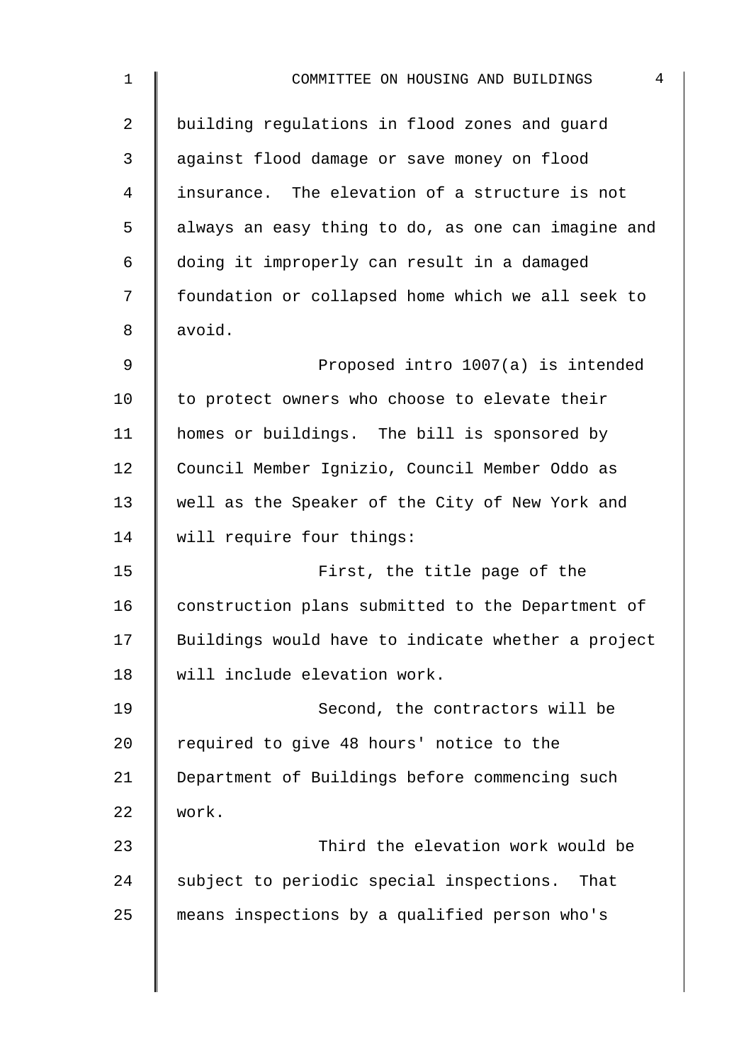building regulations in flood zones and guard against flood damage or save money on flood insurance. The elevation of a structure is not always an easy thing to do, as one can imagine and doing it improperly can result in a damaged foundation or collapsed home which we all seek to avoid.

Proposed intro 1007(a) is intended to protect owners who choose to elevate their homes or buildings. The bill is sponsored by Council Member Ignizio, Council Member Oddo as well as the Speaker of the City of New York and will require four things:

First, the title page of the construction plans submitted to the Department of Buildings would have to indicate whether a project will include elevation work.

Second, the contractors will be required to give 48 hours' notice to the Department of Buildings before commencing such work.

Third the elevation work would be subject to periodic special inspections. That means inspections by a qualified person who's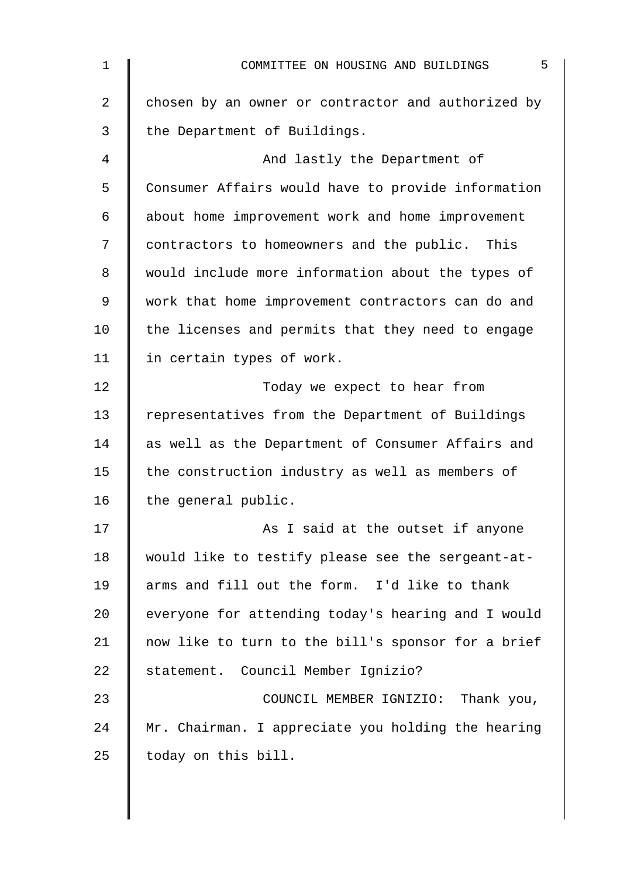chosen by an owner or contractor and authorized by the Department of Buildings.

And lastly the Department of Consumer Affairs would have to provide information about home improvement work and home improvement contractors to homeowners and the public. This would include more information about the types of work that home improvement contractors can do and the licenses and permits that they need to engage in certain types of work.

Today we expect to hear from representatives from the Department of Buildings as well as the Department of Consumer Affairs and the construction industry as well as members of the general public.

As I said at the outset if anyone would like to testify please see the sergeant-at-arms and fill out the form. I'd like to thank everyone for attending today's hearing and I would now like to turn to the bill's sponsor for a brief statement. Council Member Ignizio?

COUNCIL MEMBER IGNIZIO: Thank you, Mr. Chairman. I appreciate you holding the hearing today on this bill.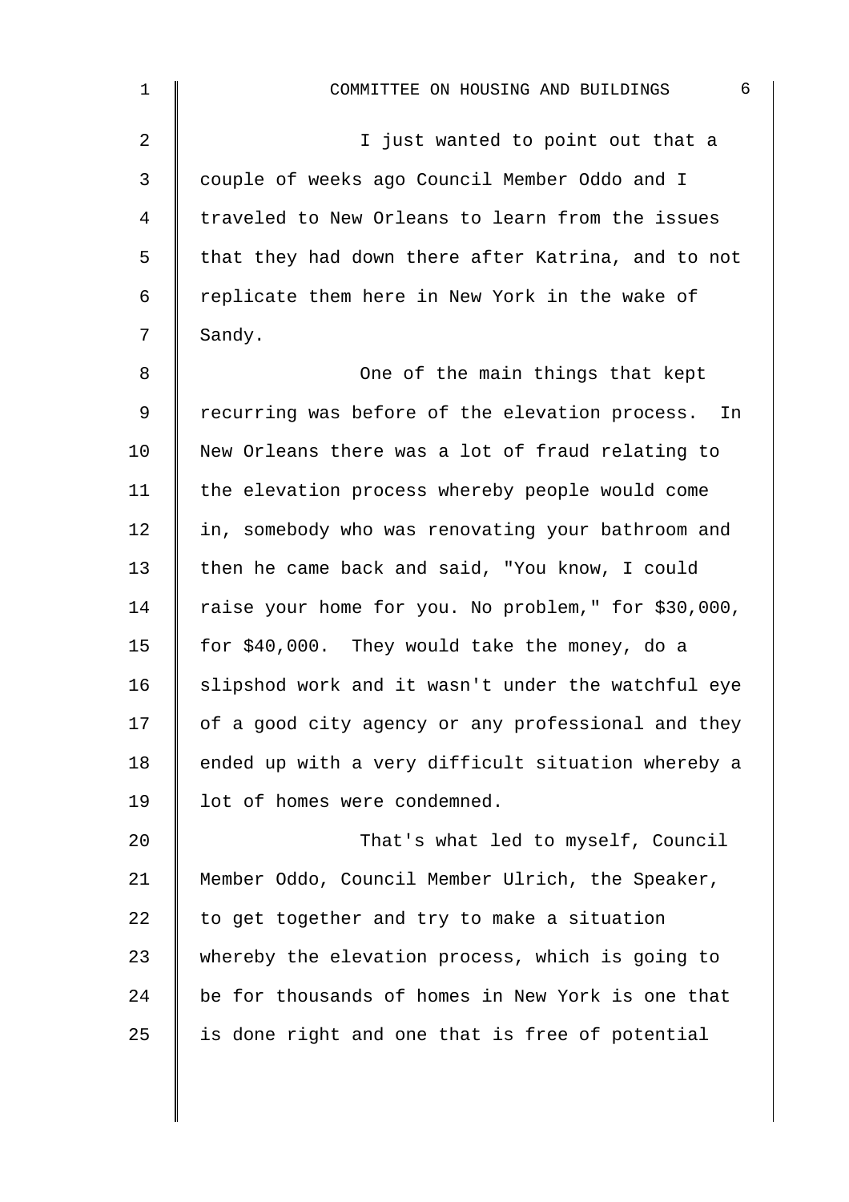I just wanted to point out that a couple of weeks ago Council Member Oddo and I traveled to New Orleans to learn from the issues that they had down there after Katrina, and to not replicate them here in New York in the wake of Sandy.

One of the main things that kept recurring was before of the elevation process. In New Orleans there was a lot of fraud relating to the elevation process whereby people would come in, somebody who was renovating your bathroom and then he came back and said, "You know, I could raise your home for you. No problem," for $30,000, for $40,000. They would take the money, do a slipshod work and it wasn't under the watchful eye of a good city agency or any professional and they ended up with a very difficult situation whereby a lot of homes were condemned.

That's what led to myself, Council Member Oddo, Council Member Ulrich, the Speaker, to get together and try to make a situation whereby the elevation process, which is going to be for thousands of homes in New York is one that is done right and one that is free of potential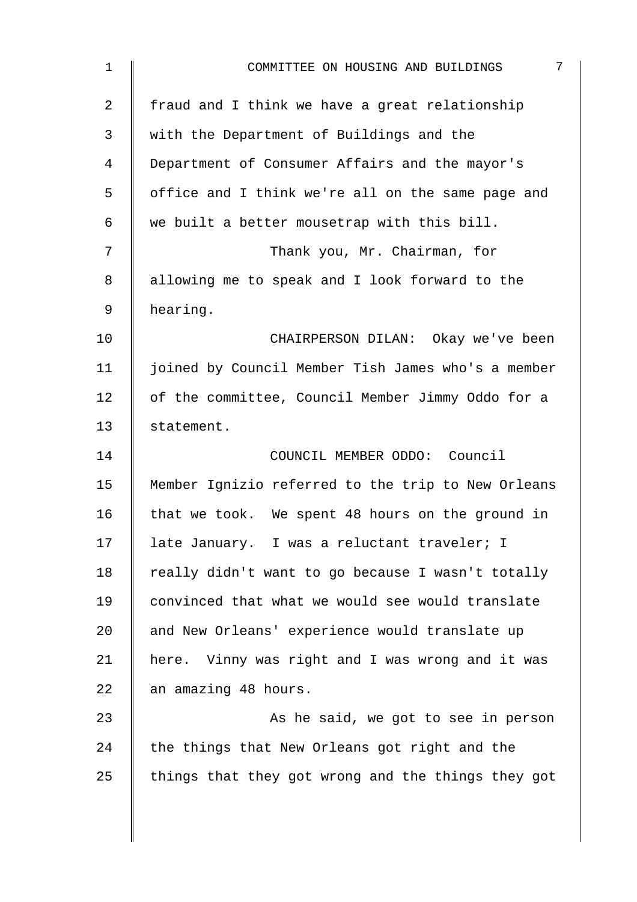fraud and I think we have a great relationship with the Department of Buildings and the Department of Consumer Affairs and the mayor's office and I think we're all on the same page and we built a better mousetrap with this bill.

Thank you, Mr. Chairman, for allowing me to speak and I look forward to the hearing.

CHAIRPERSON DILAN: Okay we've been joined by Council Member Tish James who's a member of the committee, Council Member Jimmy Oddo for a statement.

COUNCIL MEMBER ODDO: Council Member Ignizio referred to the trip to New Orleans that we took. We spent 48 hours on the ground in late January. I was a reluctant traveler; I really didn't want to go because I wasn't totally convinced that what we would see would translate and New Orleans' experience would translate up here. Vinny was right and I was wrong and it was an amazing 48 hours.

As he said, we got to see in person the things that New Orleans got right and the things that they got wrong and the things they got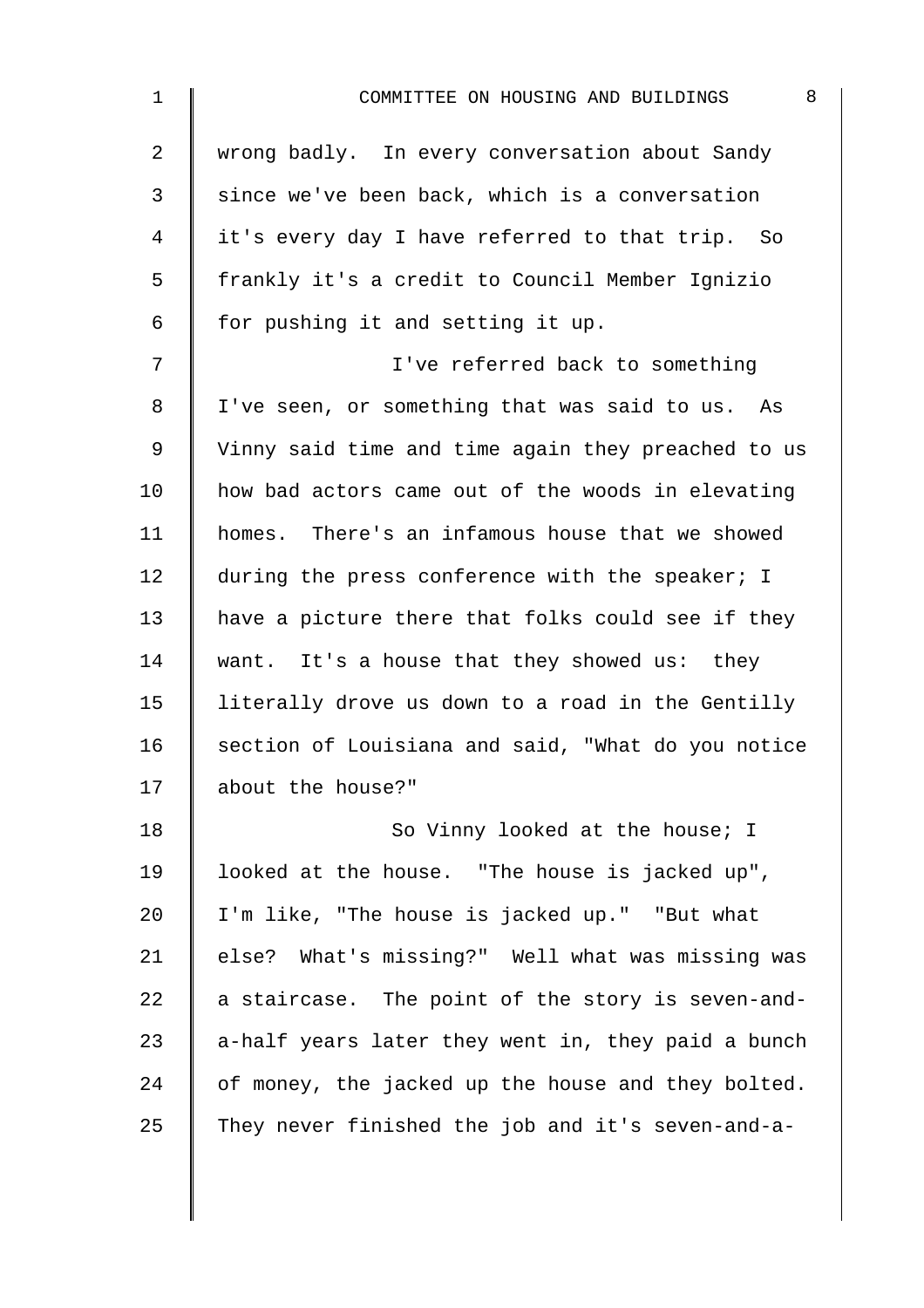wrong badly. In every conversation about Sandy since we've been back, which is a conversation it's every day I have referred to that trip. So frankly it's a credit to Council Member Ignizio for pushing it and setting it up.

I've referred back to something I've seen, or something that was said to us. As Vinny said time and time again they preached to us how bad actors came out of the woods in elevating homes. There's an infamous house that we showed during the press conference with the speaker; I have a picture there that folks could see if they want. It's a house that they showed us: they literally drove us down to a road in the Gentilly section of Louisiana and said, "What do you notice about the house?"

So Vinny looked at the house; I looked at the house. "The house is jacked up", I'm like, "The house is jacked up." "But what else? What's missing?" Well what was missing was a staircase. The point of the story is seven-and-a-half years later they went in, they paid a bunch of money, the jacked up the house and they bolted. They never finished the job and it's seven-and-a-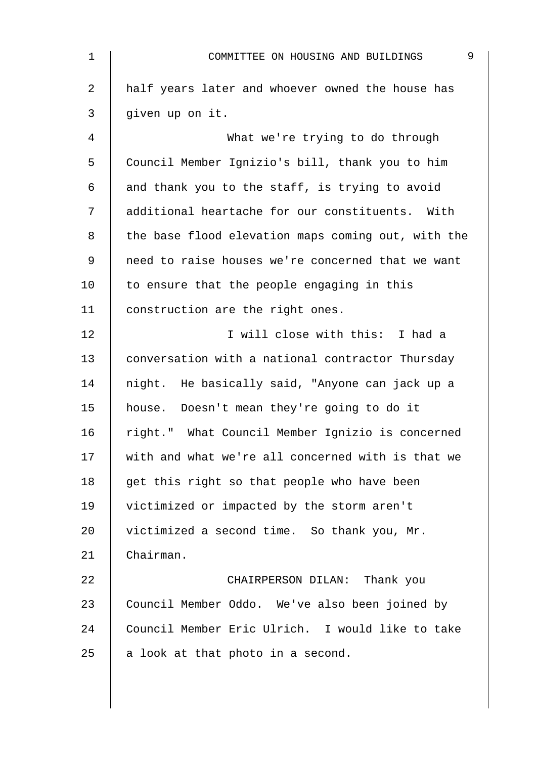half years later and whoever owned the house has given up on it.

What we're trying to do through Council Member Ignizio's bill, thank you to him and thank you to the staff, is trying to avoid additional heartache for our constituents. With the base flood elevation maps coming out, with the need to raise houses we're concerned that we want to ensure that the people engaging in this construction are the right ones.

I will close with this: I had a conversation with a national contractor Thursday night. He basically said, "Anyone can jack up a house. Doesn't mean they're going to do it right." What Council Member Ignizio is concerned with and what we're all concerned with is that we get this right so that people who have been victimized or impacted by the storm aren't victimized a second time. So thank you, Mr. Chairman.

CHAIRPERSON DILAN: Thank you Council Member Oddo. We've also been joined by Council Member Eric Ulrich. I would like to take a look at that photo in a second.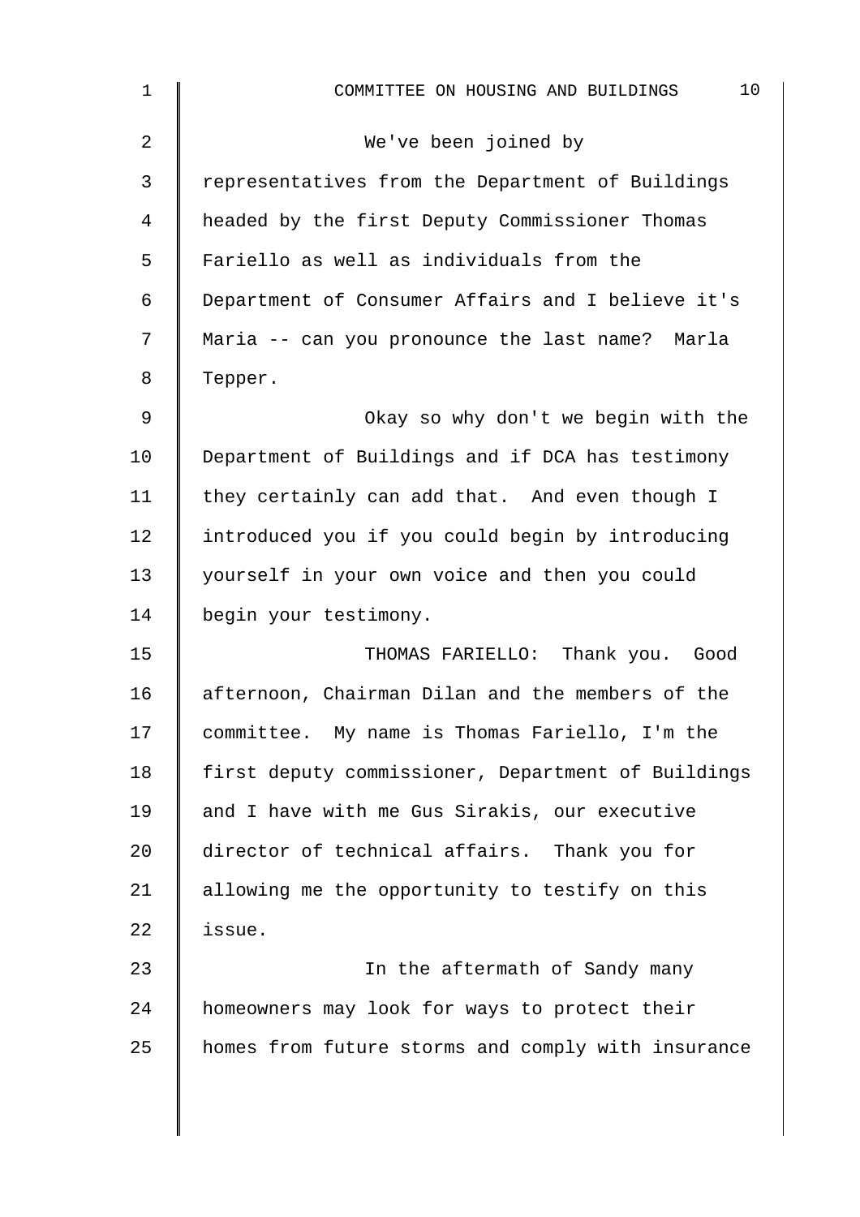We've been joined by representatives from the Department of Buildings headed by the first Deputy Commissioner Thomas Fariello as well as individuals from the Department of Consumer Affairs and I believe it's Maria -- can you pronounce the last name? Marla Tepper.

Okay so why don't we begin with the Department of Buildings and if DCA has testimony they certainly can add that. And even though I introduced you if you could begin by introducing yourself in your own voice and then you could begin your testimony.

THOMAS FARIELLO: Thank you. Good afternoon, Chairman Dilan and the members of the committee. My name is Thomas Fariello, I'm the first deputy commissioner, Department of Buildings and I have with me Gus Sirakis, our executive director of technical affairs. Thank you for allowing me the opportunity to testify on this issue.

In the aftermath of Sandy many homeowners may look for ways to protect their homes from future storms and comply with insurance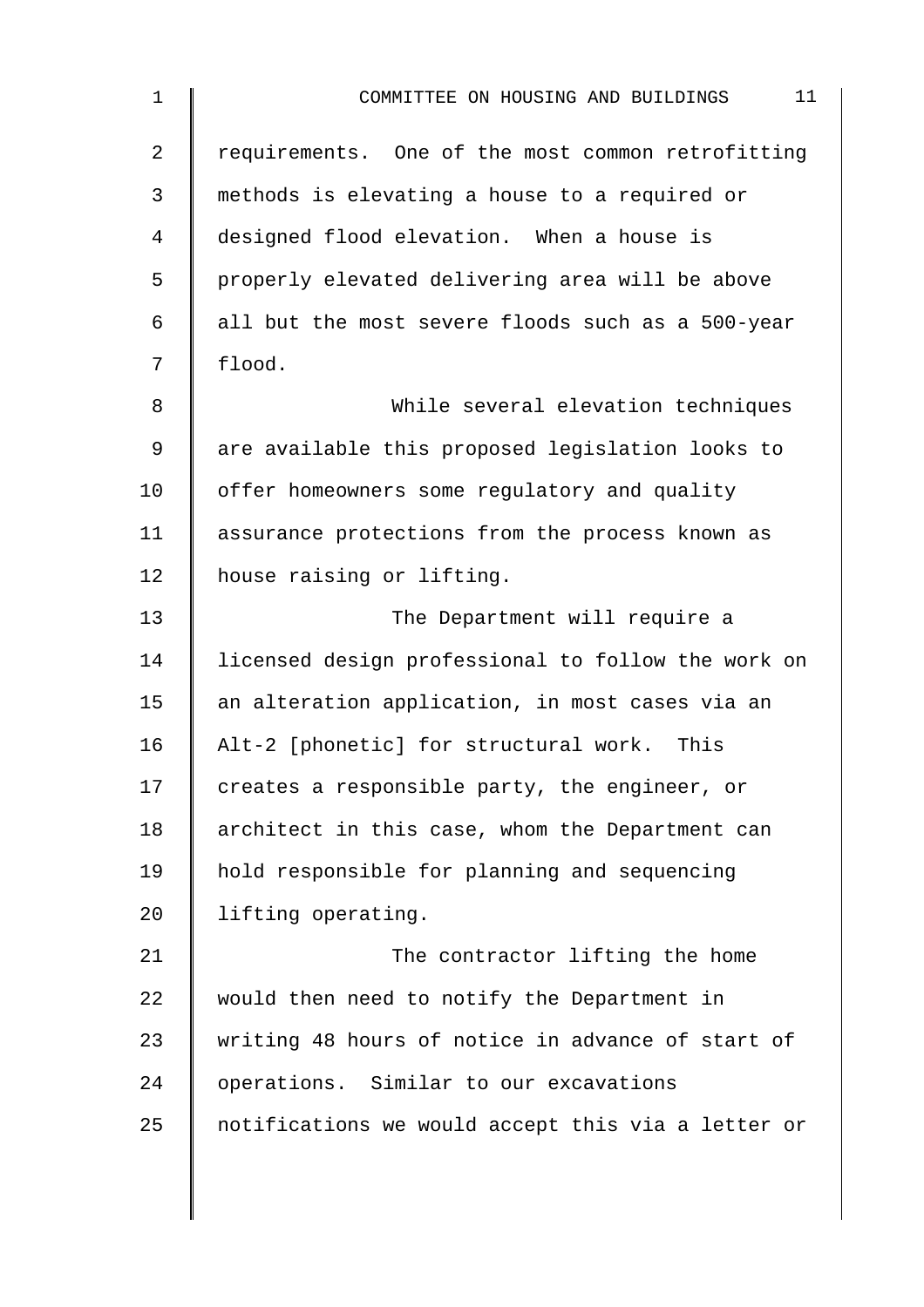requirements. One of the most common retrofitting methods is elevating a house to a required or designed flood elevation. When a house is properly elevated delivering area will be above all but the most severe floods such as a 500-year flood.

While several elevation techniques are available this proposed legislation looks to offer homeowners some regulatory and quality assurance protections from the process known as house raising or lifting.

The Department will require a licensed design professional to follow the work on an alteration application, in most cases via an Alt-2 [phonetic] for structural work. This creates a responsible party, the engineer, or architect in this case, whom the Department can hold responsible for planning and sequencing lifting operating.

The contractor lifting the home would then need to notify the Department in writing 48 hours of notice in advance of start of operations. Similar to our excavations notifications we would accept this via a letter or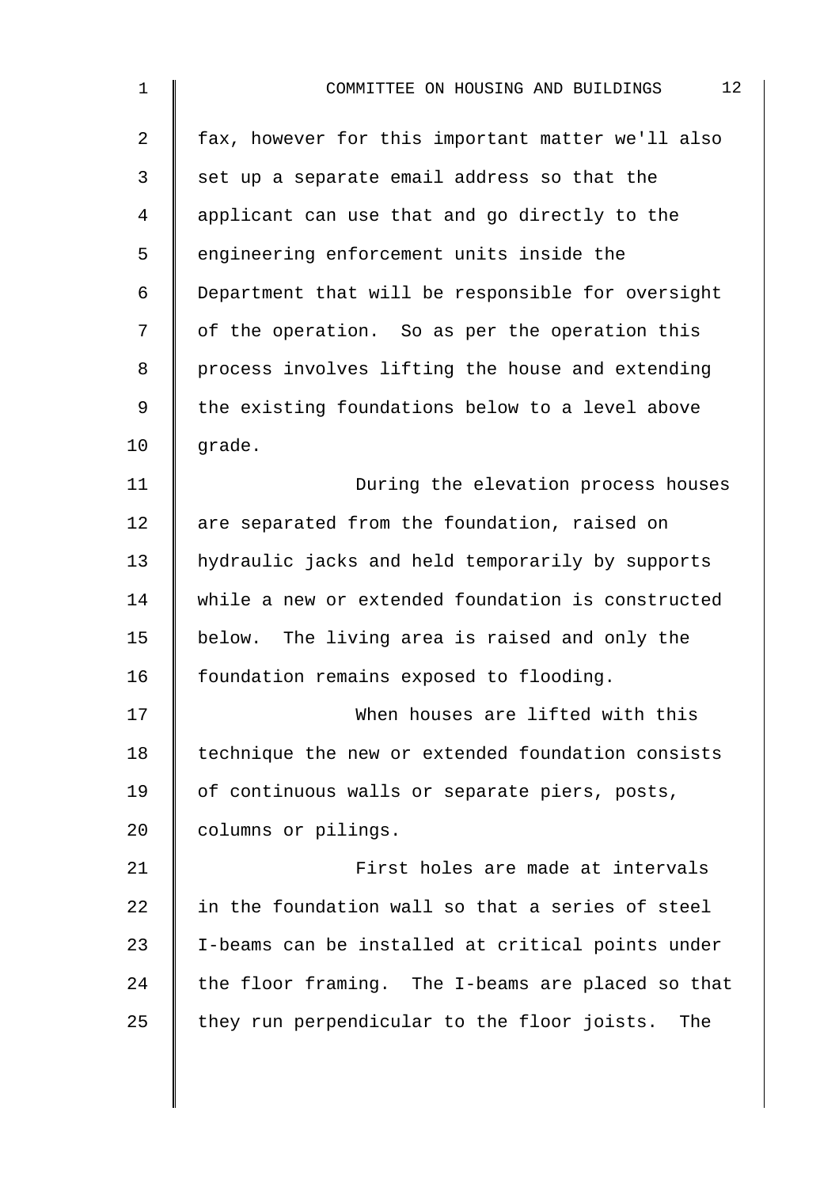fax, however for this important matter we'll also set up a separate email address so that the applicant can use that and go directly to the engineering enforcement units inside the Department that will be responsible for oversight of the operation. So as per the operation this process involves lifting the house and extending the existing foundations below to a level above grade.

During the elevation process houses are separated from the foundation, raised on hydraulic jacks and held temporarily by supports while a new or extended foundation is constructed below. The living area is raised and only the foundation remains exposed to flooding.

When houses are lifted with this technique the new or extended foundation consists of continuous walls or separate piers, posts, columns or pilings.

First holes are made at intervals in the foundation wall so that a series of steel I-beams can be installed at critical points under the floor framing. The I-beams are placed so that they run perpendicular to the floor joists. The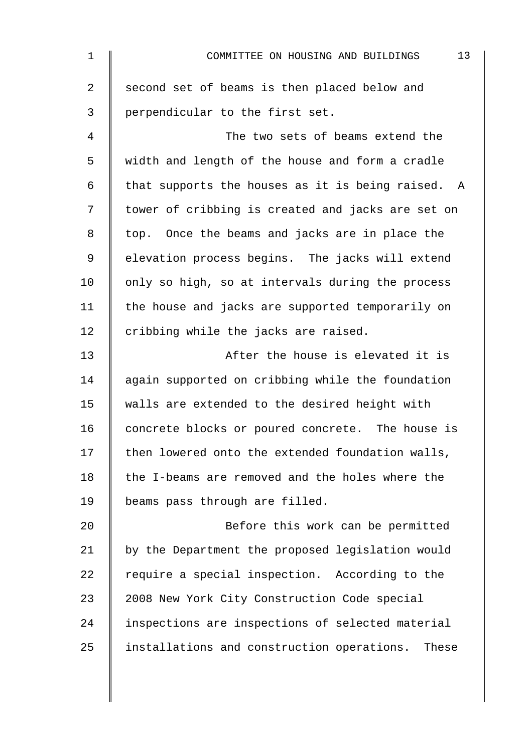second set of beams is then placed below and perpendicular to the first set.

The two sets of beams extend the width and length of the house and form a cradle that supports the houses as it is being raised. A tower of cribbing is created and jacks are set on top. Once the beams and jacks are in place the elevation process begins. The jacks will extend only so high, so at intervals during the process the house and jacks are supported temporarily on cribbing while the jacks are raised.

After the house is elevated it is again supported on cribbing while the foundation walls are extended to the desired height with concrete blocks or poured concrete. The house is then lowered onto the extended foundation walls, the I-beams are removed and the holes where the beams pass through are filled.

Before this work can be permitted by the Department the proposed legislation would require a special inspection. According to the 2008 New York City Construction Code special inspections are inspections of selected material installations and construction operations. These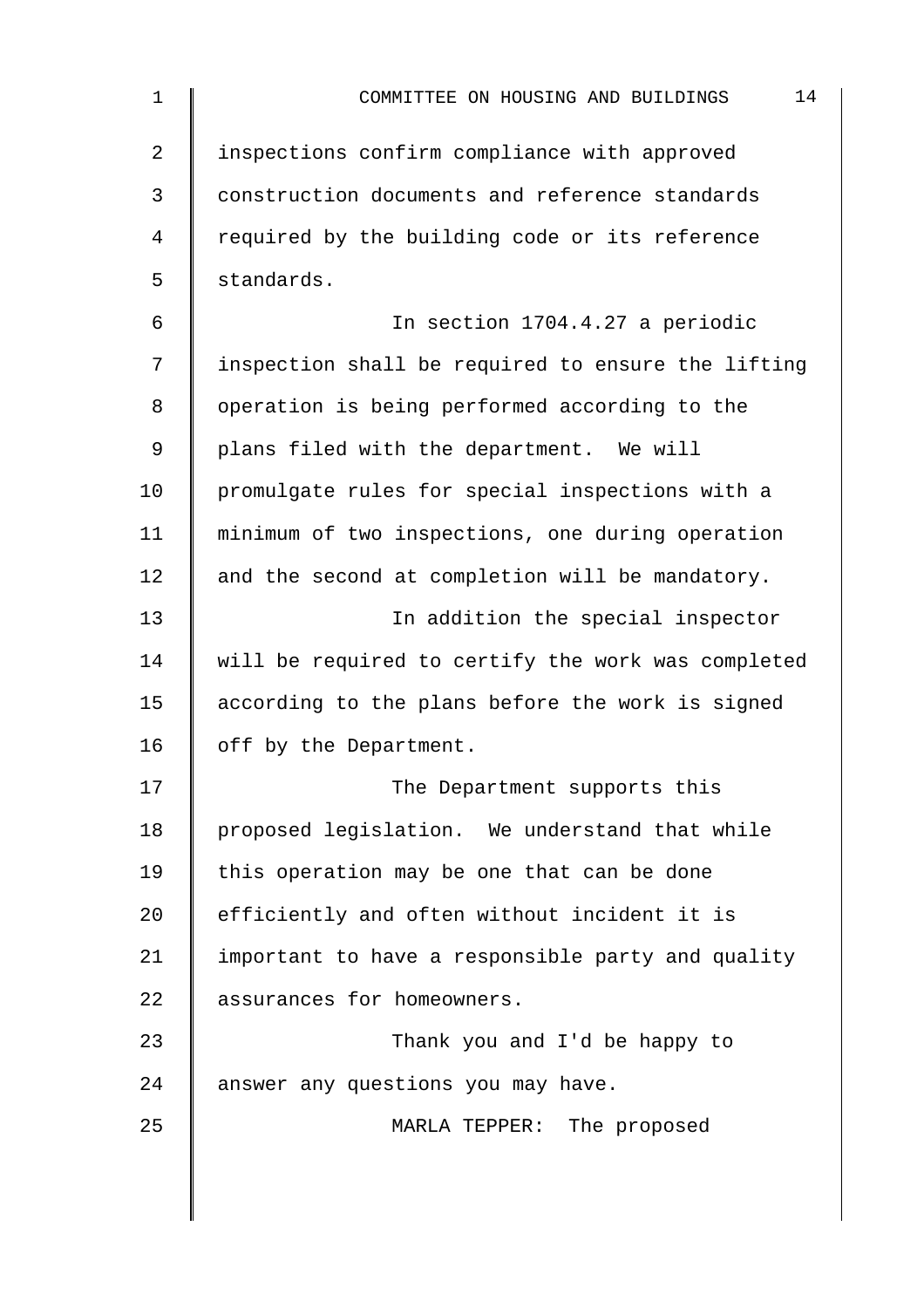inspections confirm compliance with approved construction documents and reference standards required by the building code or its reference standards.

In section 1704.4.27 a periodic inspection shall be required to ensure the lifting operation is being performed according to the plans filed with the department. We will promulgate rules for special inspections with a minimum of two inspections, one during operation and the second at completion will be mandatory.

In addition the special inspector will be required to certify the work was completed according to the plans before the work is signed off by the Department.

The Department supports this proposed legislation. We understand that while this operation may be one that can be done efficiently and often without incident it is important to have a responsible party and quality assurances for homeowners.

Thank you and I'd be happy to answer any questions you may have.

MARLA TEPPER: The proposed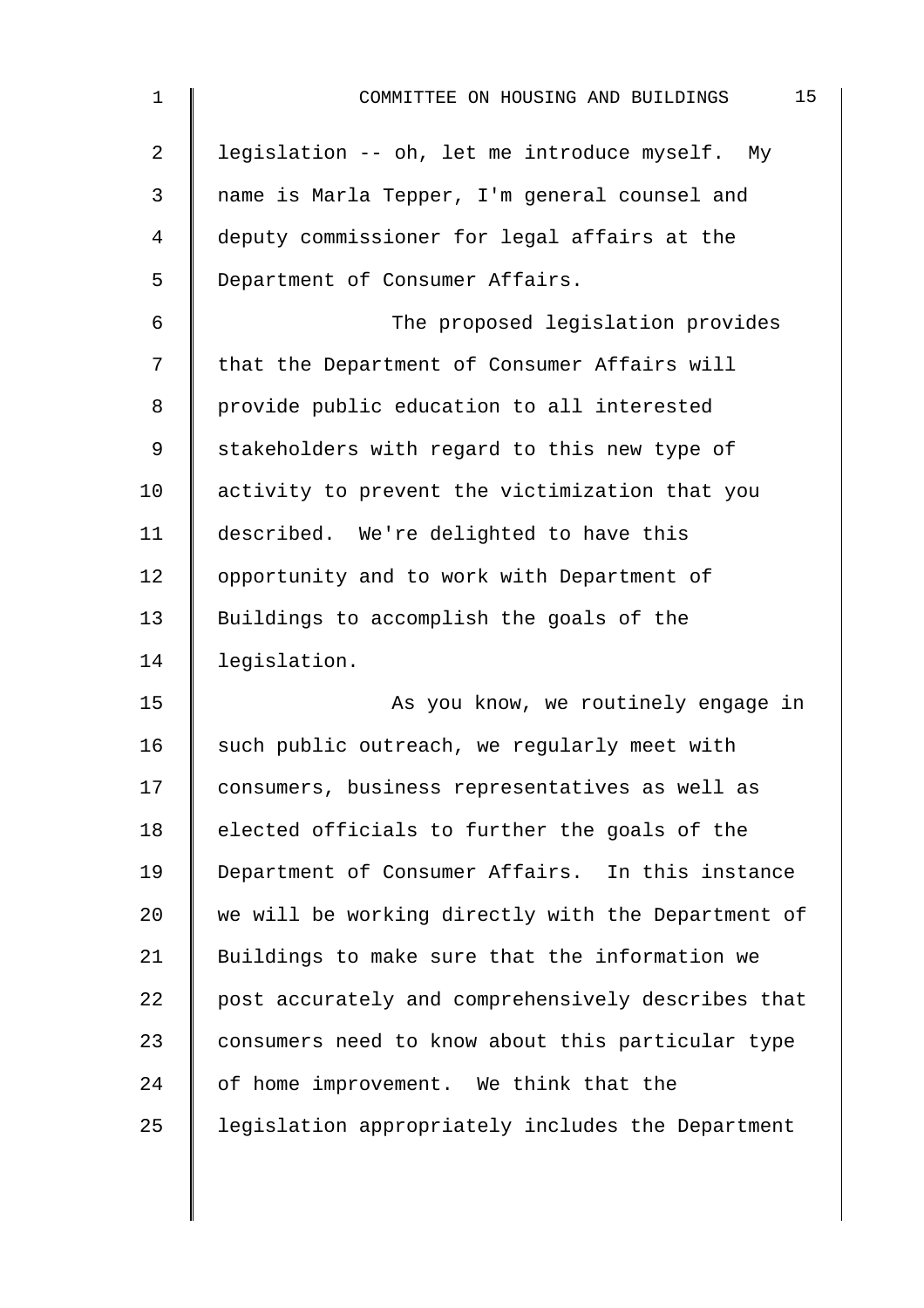legislation -- oh, let me introduce myself. My name is Marla Tepper, I'm general counsel and deputy commissioner for legal affairs at the Department of Consumer Affairs.

The proposed legislation provides that the Department of Consumer Affairs will provide public education to all interested stakeholders with regard to this new type of activity to prevent the victimization that you described. We're delighted to have this opportunity and to work with Department of Buildings to accomplish the goals of the legislation.

As you know, we routinely engage in such public outreach, we regularly meet with consumers, business representatives as well as elected officials to further the goals of the Department of Consumer Affairs. In this instance we will be working directly with the Department of Buildings to make sure that the information we post accurately and comprehensively describes that consumers need to know about this particular type of home improvement. We think that the legislation appropriately includes the Department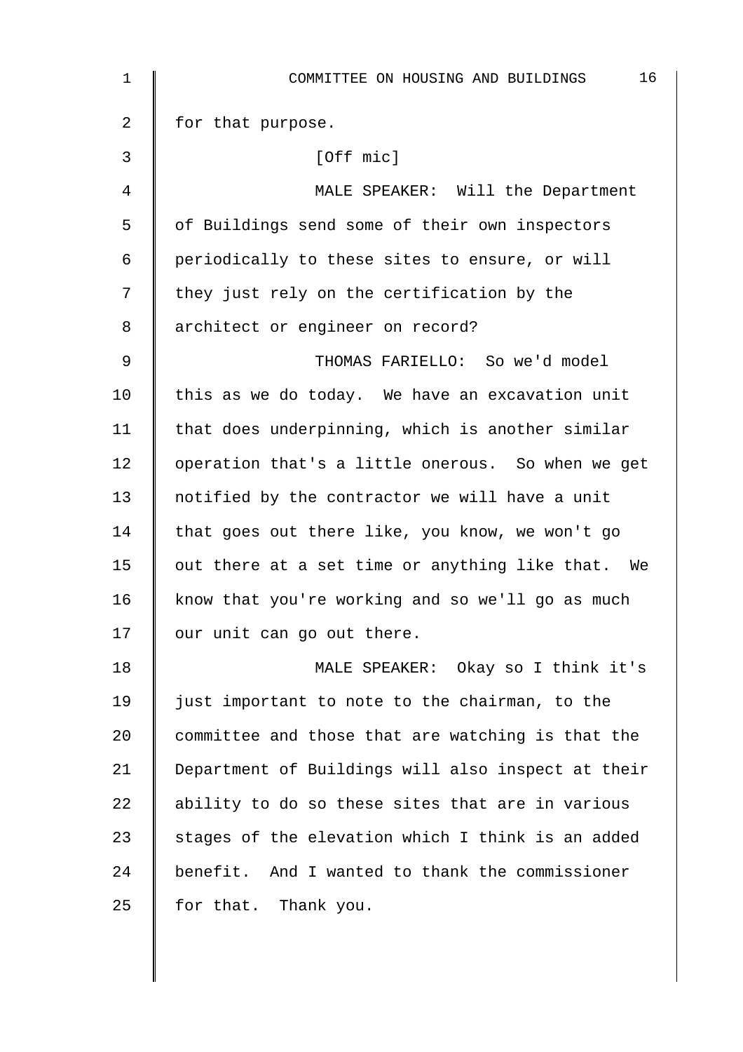for that purpose.

[Off mic]

MALE SPEAKER: Will the Department of Buildings send some of their own inspectors periodically to these sites to ensure, or will they just rely on the certification by the architect or engineer on record?

THOMAS FARIELLO: So we'd model this as we do today. We have an excavation unit that does underpinning, which is another similar operation that's a little onerous. So when we get notified by the contractor we will have a unit that goes out there like, you know, we won't go out there at a set time or anything like that. We know that you're working and so we'll go as much our unit can go out there.

MALE SPEAKER: Okay so I think it's just important to note to the chairman, to the committee and those that are watching is that the Department of Buildings will also inspect at their ability to do so these sites that are in various stages of the elevation which I think is an added benefit. And I wanted to thank the commissioner for that. Thank you.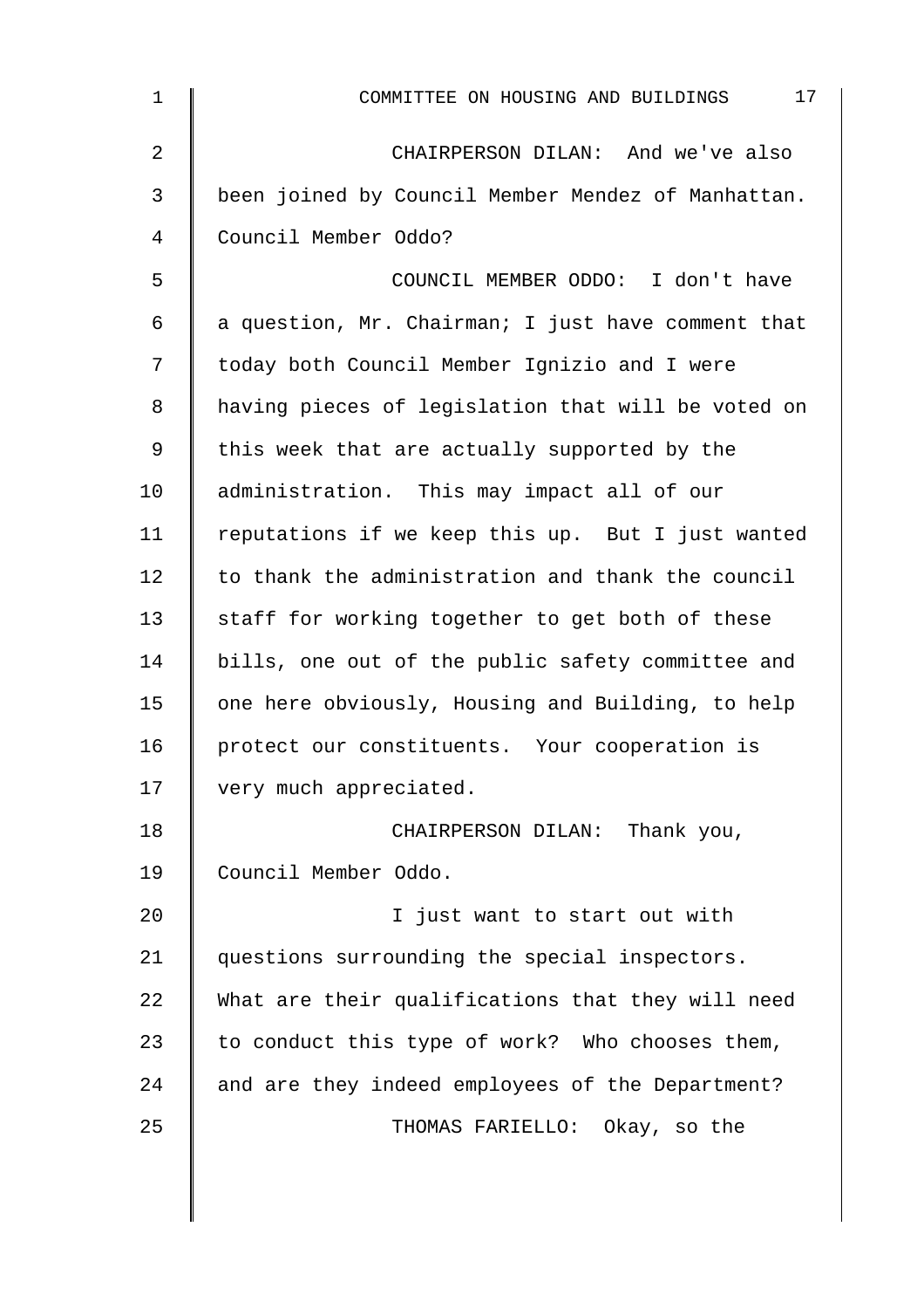CHAIRPERSON DILAN: And we've also been joined by Council Member Mendez of Manhattan. Council Member Oddo?

COUNCIL MEMBER ODDO: I don't have a question, Mr. Chairman; I just have comment that today both Council Member Ignizio and I were having pieces of legislation that will be voted on this week that are actually supported by the administration. This may impact all of our reputations if we keep this up. But I just wanted to thank the administration and thank the council staff for working together to get both of these bills, one out of the public safety committee and one here obviously, Housing and Building, to help protect our constituents. Your cooperation is very much appreciated.

CHAIRPERSON DILAN: Thank you, Council Member Oddo.

I just want to start out with questions surrounding the special inspectors. What are their qualifications that they will need to conduct this type of work? Who chooses them, and are they indeed employees of the Department?

THOMAS FARIELLO: Okay, so the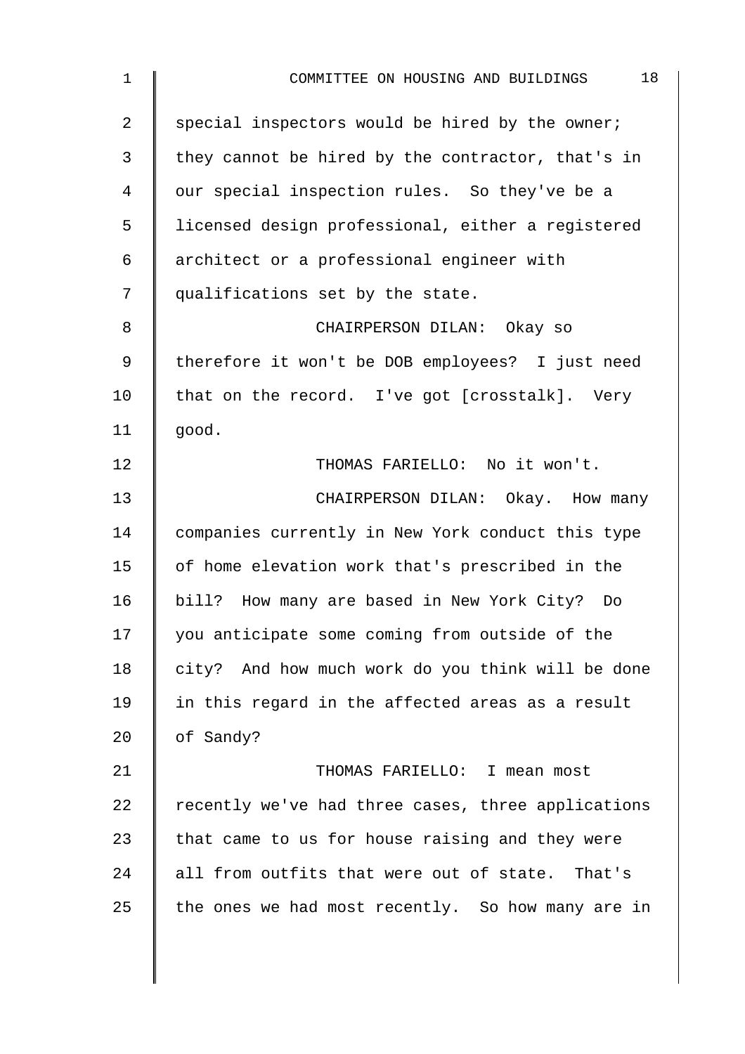special inspectors would be hired by the owner; they cannot be hired by the contractor, that's in our special inspection rules. So they've be a licensed design professional, either a registered architect or a professional engineer with qualifications set by the state.

CHAIRPERSON DILAN: Okay so therefore it won't be DOB employees? I just need that on the record. I've got [crosstalk]. Very good.

THOMAS FARIELLO: No it won't.

CHAIRPERSON DILAN: Okay. How many companies currently in New York conduct this type of home elevation work that's prescribed in the bill? How many are based in New York City? Do you anticipate some coming from outside of the city? And how much work do you think will be done in this regard in the affected areas as a result of Sandy?

THOMAS FARIELLO: I mean most recently we've had three cases, three applications that came to us for house raising and they were all from outfits that were out of state. That's the ones we had most recently. So how many are in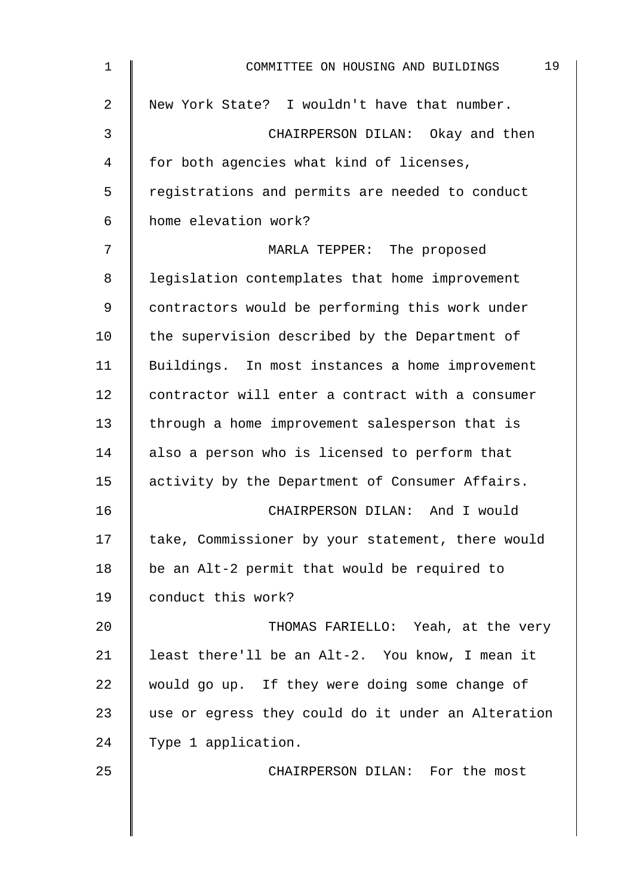New York State? I wouldn't have that number.

CHAIRPERSON DILAN: Okay and then for both agencies what kind of licenses, registrations and permits are needed to conduct home elevation work?

MARLA TEPPER: The proposed legislation contemplates that home improvement contractors would be performing this work under the supervision described by the Department of Buildings. In most instances a home improvement contractor will enter a contract with a consumer through a home improvement salesperson that is also a person who is licensed to perform that activity by the Department of Consumer Affairs.

CHAIRPERSON DILAN: And I would take, Commissioner by your statement, there would be an Alt-2 permit that would be required to conduct this work?

THOMAS FARIELLO: Yeah, at the very least there'll be an Alt-2. You know, I mean it would go up. If they were doing some change of use or egress they could do it under an Alteration Type 1 application.

CHAIRPERSON DILAN: For the most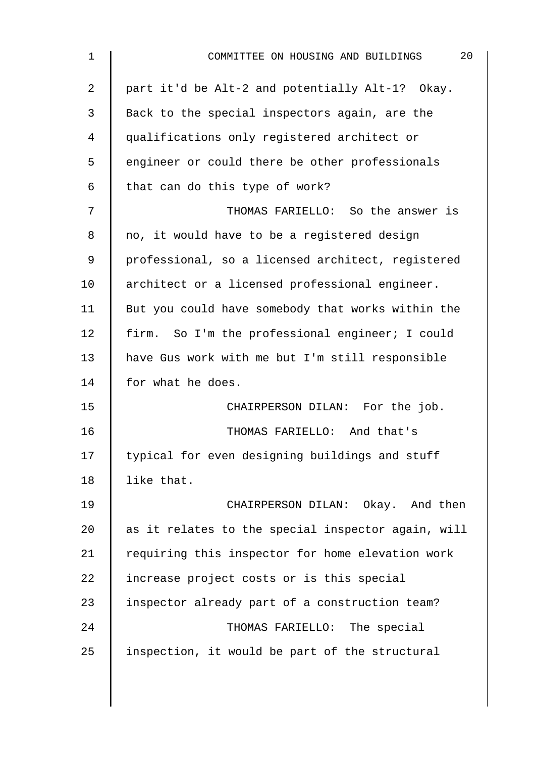part it'd be Alt-2 and potentially Alt-1? Okay. Back to the special inspectors again, are the qualifications only registered architect or engineer or could there be other professionals that can do this type of work?

THOMAS FARIELLO: So the answer is no, it would have to be a registered design professional, so a licensed architect, registered architect or a licensed professional engineer. But you could have somebody that works within the firm. So I'm the professional engineer; I could have Gus work with me but I'm still responsible for what he does.

CHAIRPERSON DILAN: For the job.

THOMAS FARIELLO: And that's typical for even designing buildings and stuff like that.

CHAIRPERSON DILAN: Okay. And then as it relates to the special inspector again, will requiring this inspector for home elevation work increase project costs or is this special inspector already part of a construction team?

THOMAS FARIELLO: The special inspection, it would be part of the structural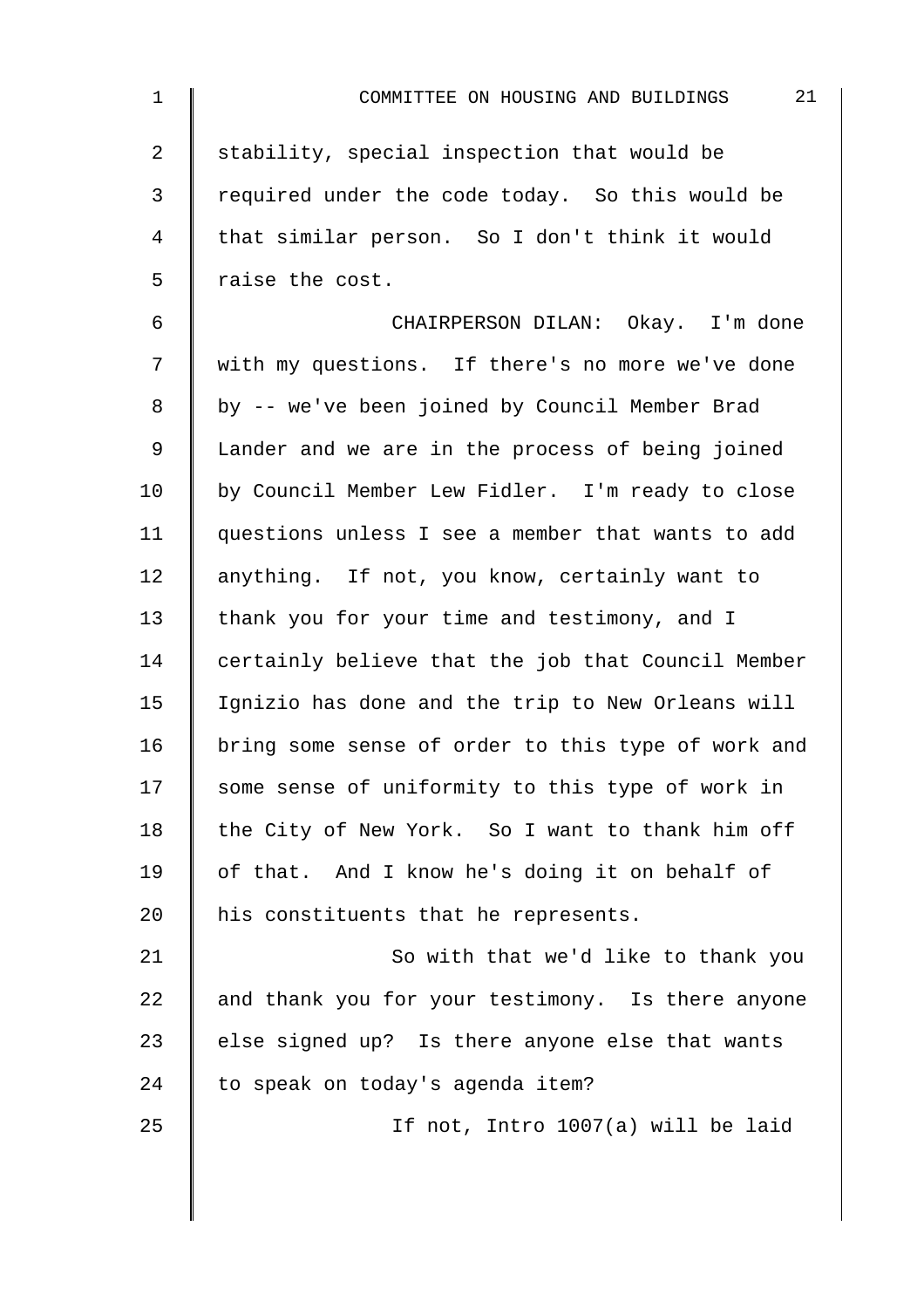stability, special inspection that would be required under the code today. So this would be that similar person. So I don't think it would raise the cost.

CHAIRPERSON DILAN: Okay. I'm done with my questions. If there's no more we've done by -- we've been joined by Council Member Brad Lander and we are in the process of being joined by Council Member Lew Fidler. I'm ready to close questions unless I see a member that wants to add anything. If not, you know, certainly want to thank you for your time and testimony, and I certainly believe that the job that Council Member Ignizio has done and the trip to New Orleans will bring some sense of order to this type of work and some sense of uniformity to this type of work in the City of New York. So I want to thank him off of that. And I know he's doing it on behalf of his constituents that he represents.

So with that we'd like to thank you and thank you for your testimony. Is there anyone else signed up? Is there anyone else that wants to speak on today's agenda item?

If not, Intro 1007(a) will be laid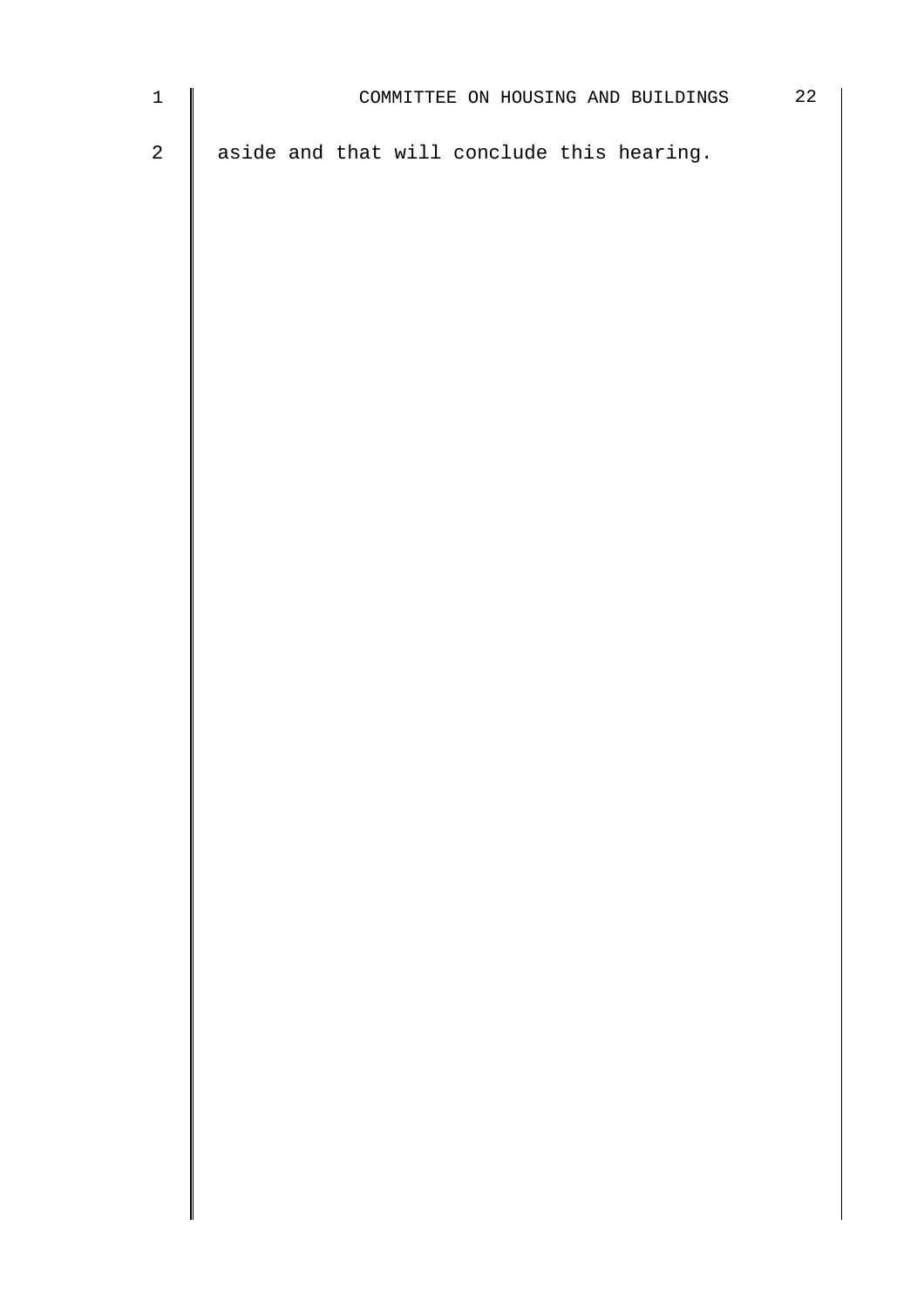aside and that will conclude this hearing.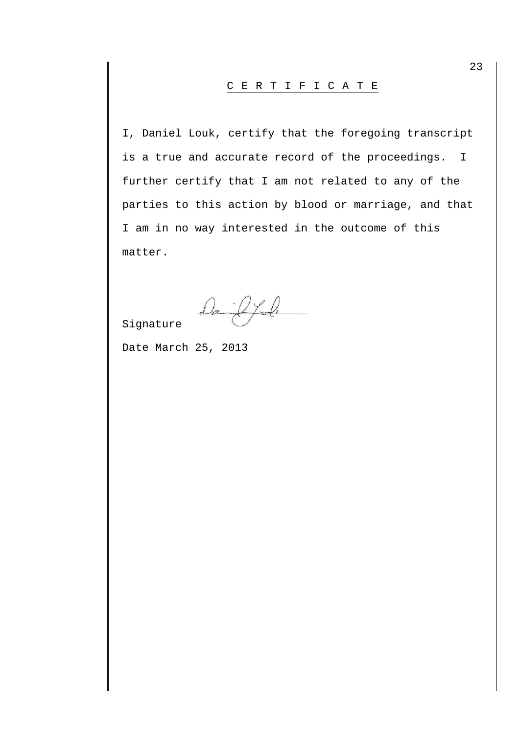## C E R T I F I C A T E

I, Daniel Louk, certify that the foregoing transcript is a true and accurate record of the proceedings. I further certify that I am not related to any of the parties to this action by blood or marriage, and that I am in no way interested in the outcome of this matter.

Signature

Date March 25, 2013